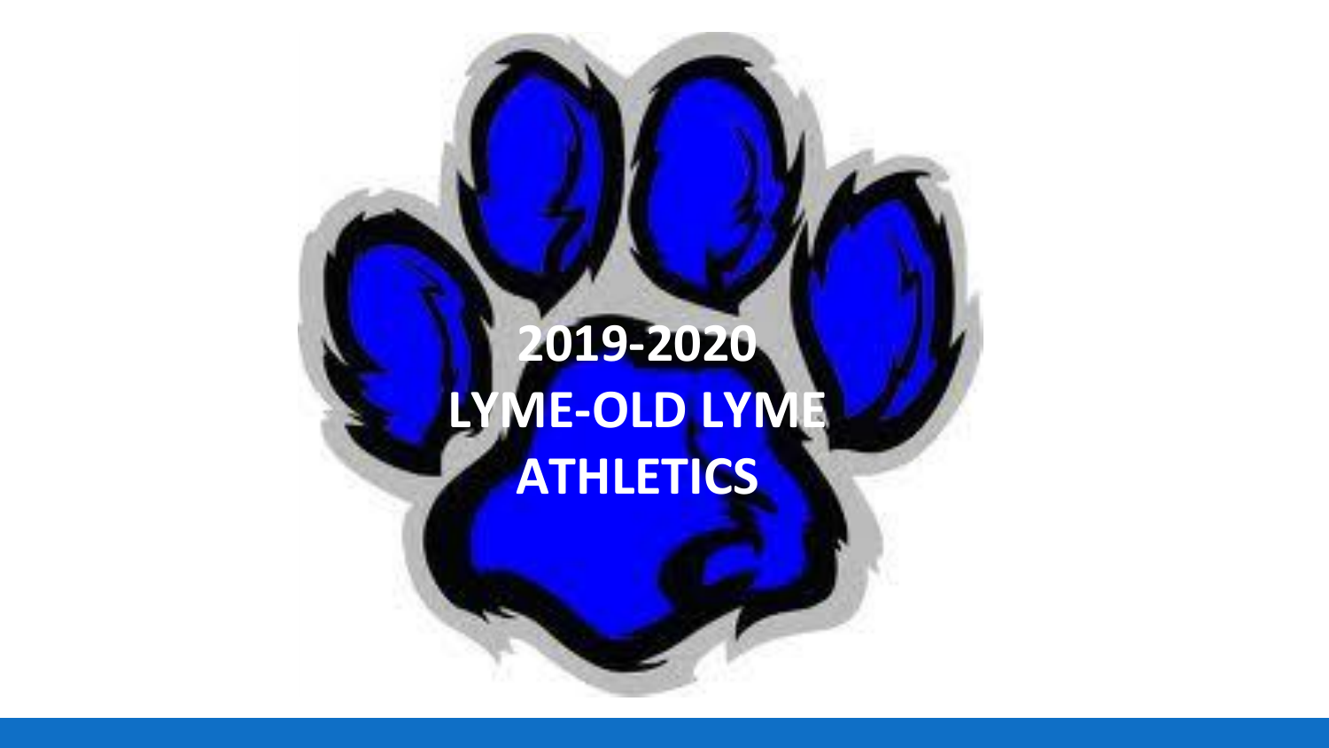# 2019-2020 LYME-OLD LYME ATHLETICS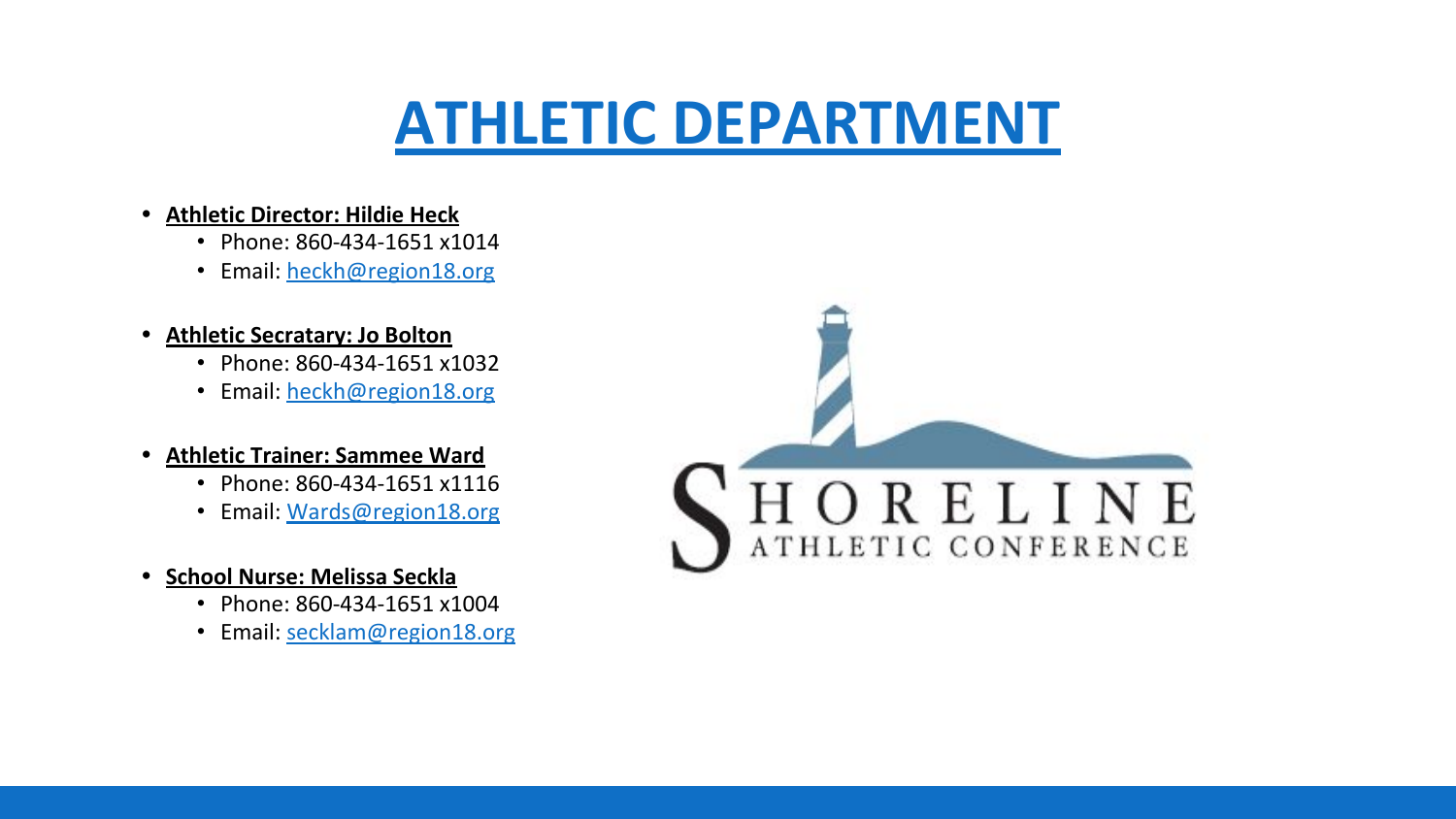# ATHLETIC DEPARTMENT

- **Athletic Director: Hildie Heck**
  - Phone: 860-434-1651 x1014
  - Email: heckh@region18.org

- **Athletic Secratary: Jo Bolton**
  - Phone: 860-434-1651 x1032
  - Email: heckh@region18.org

- **Athletic Trainer: Sammee Ward**
  - Phone: 860-434-1651 x1116
  - Email: Wards@region18.org

- **School Nurse: Melissa Seckla**
  - Phone: 860-434-1651 x1004
  - Email: secklam@region18.org

SHORELINE ATHLETIC CONFERENCE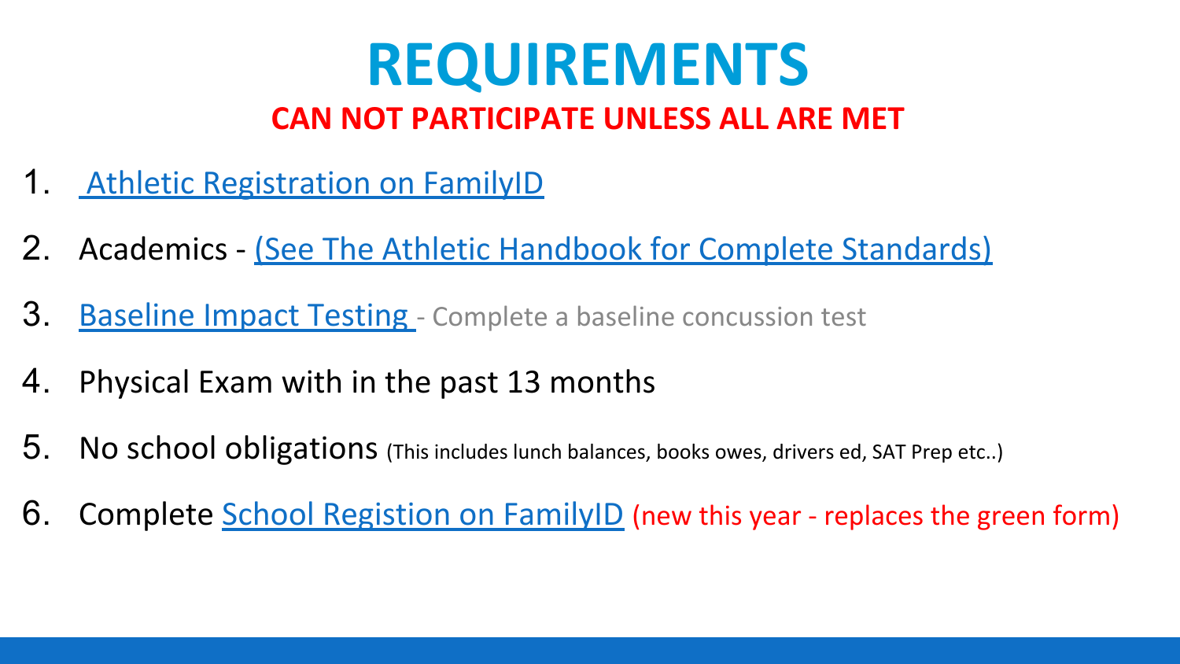# REQUIREMENTS

**CAN NOT PARTICIPATE UNLESS ALL ARE MET**

1. Athletic Registration on FamilyID
2. Academics - (See The Athletic Handbook for Complete Standards)
3. Baseline Impact Testing - Complete a baseline concussion test
4. Physical Exam with in the past 13 months
5. No school obligations (This includes lunch balances, books owes, drivers ed, SAT Prep etc..)
6. Complete School Registion on FamilyID (new this year - replaces the green form)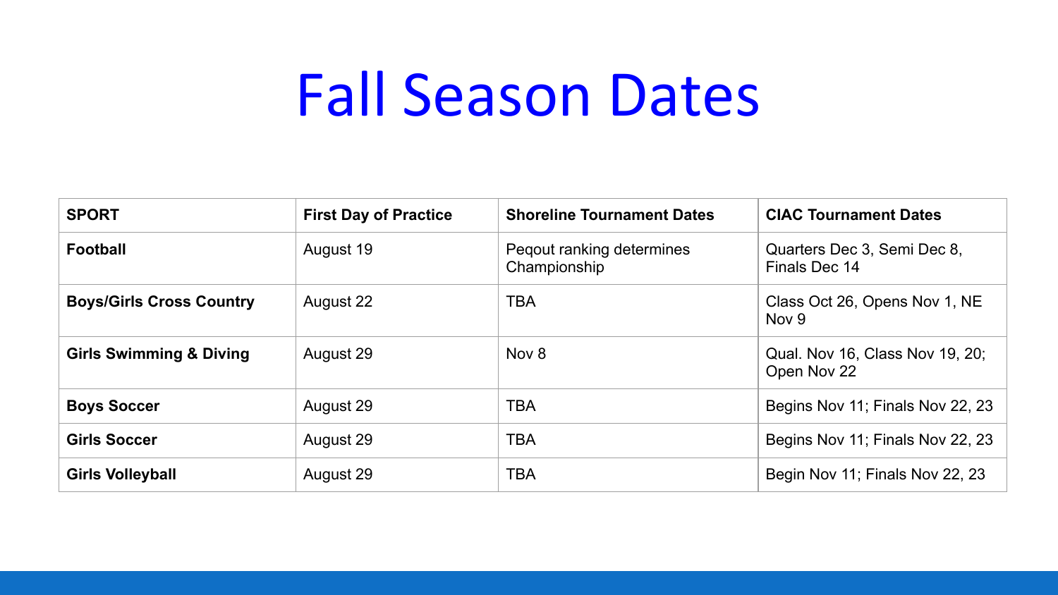# Fall Season Dates

| SPORT | First Day of Practice | Shoreline Tournament Dates | CIAC Tournament Dates |
| --- | --- | --- | --- |
| **Football** | August 19 | Peqout ranking determines Championship | Quarters Dec 3, Semi Dec 8, Finals Dec 14 |
| **Boys/Girls Cross Country** | August 22 | TBA | Class Oct 26, Opens Nov 1, NE Nov 9 |
| **Girls Swimming & Diving** | August 29 | Nov 8 | Qual. Nov 16, Class Nov 19, 20; Open Nov 22 |
| **Boys Soccer** | August 29 | TBA | Begins Nov 11; Finals Nov 22, 23 |
| **Girls Soccer** | August 29 | TBA | Begins Nov 11; Finals Nov 22, 23 |
| **Girls Volleyball** | August 29 | TBA | Begin Nov 11; Finals Nov 22, 23 |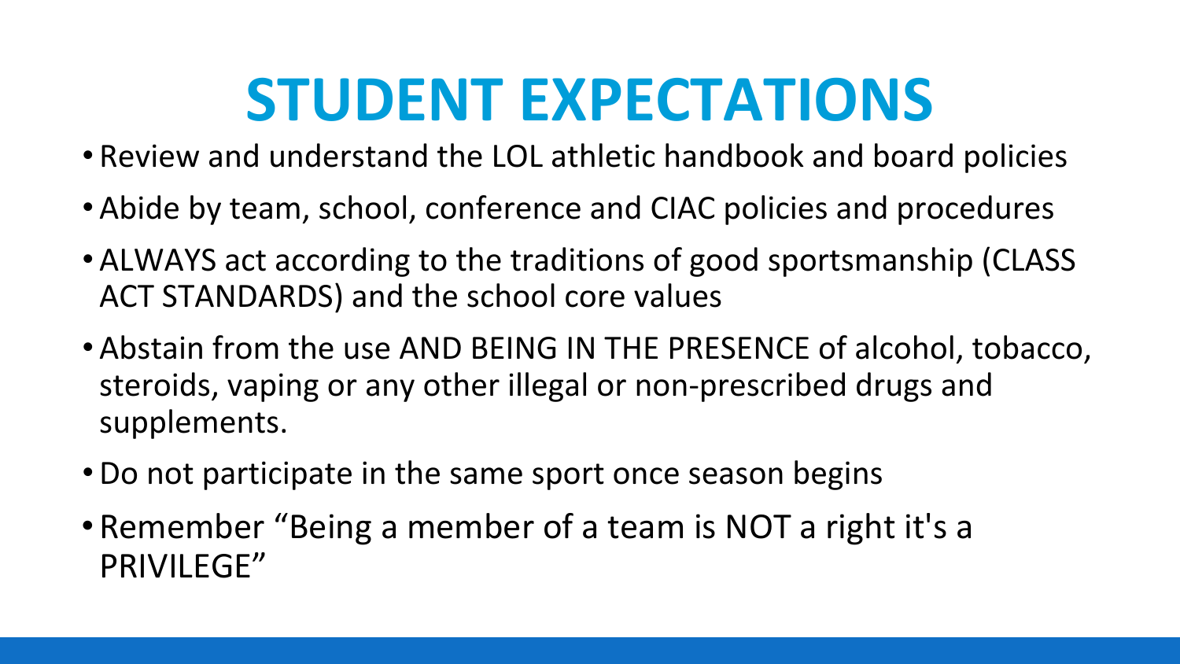# STUDENT EXPECTATIONS

- Review and understand the LOL athletic handbook and board policies
- Abide by team, school, conference and CIAC policies and procedures
- ALWAYS act according to the traditions of good sportsmanship (CLASS ACT STANDARDS) and the school core values
- Abstain from the use AND BEING IN THE PRESENCE of alcohol, tobacco, steroids, vaping or any other illegal or non-prescribed drugs and supplements.
- Do not participate in the same sport once season begins
- Remember “Being a member of a team is NOT a right it's a PRIVILEGE”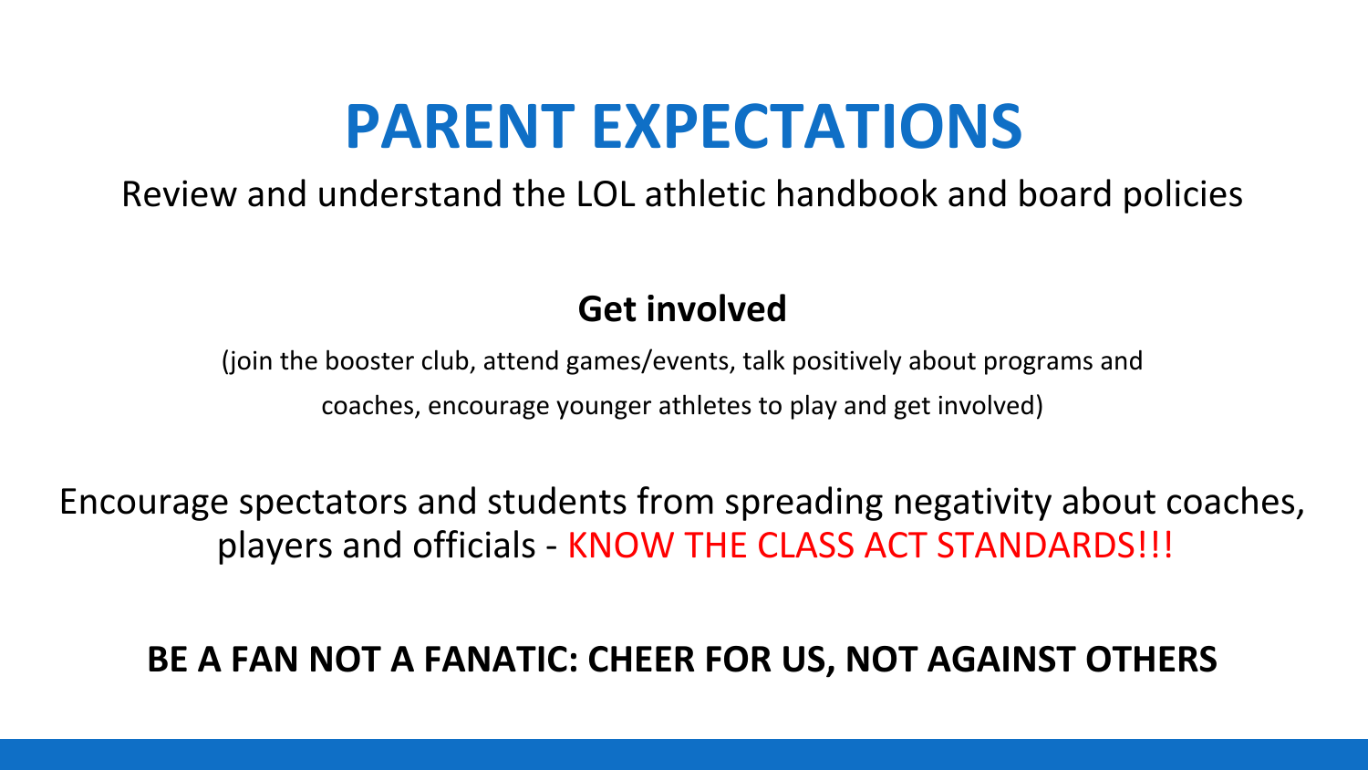# PARENT EXPECTATIONS

Review and understand the LOL athletic handbook and board policies

**Get involved**

(join the booster club, attend games/events, talk positively about programs and coaches, encourage younger athletes to play and get involved)

Encourage spectators and students from spreading negativity about coaches, players and officials - KNOW THE CLASS ACT STANDARDS!!!

**BE A FAN NOT A FANATIC: CHEER FOR US, NOT AGAINST OTHERS**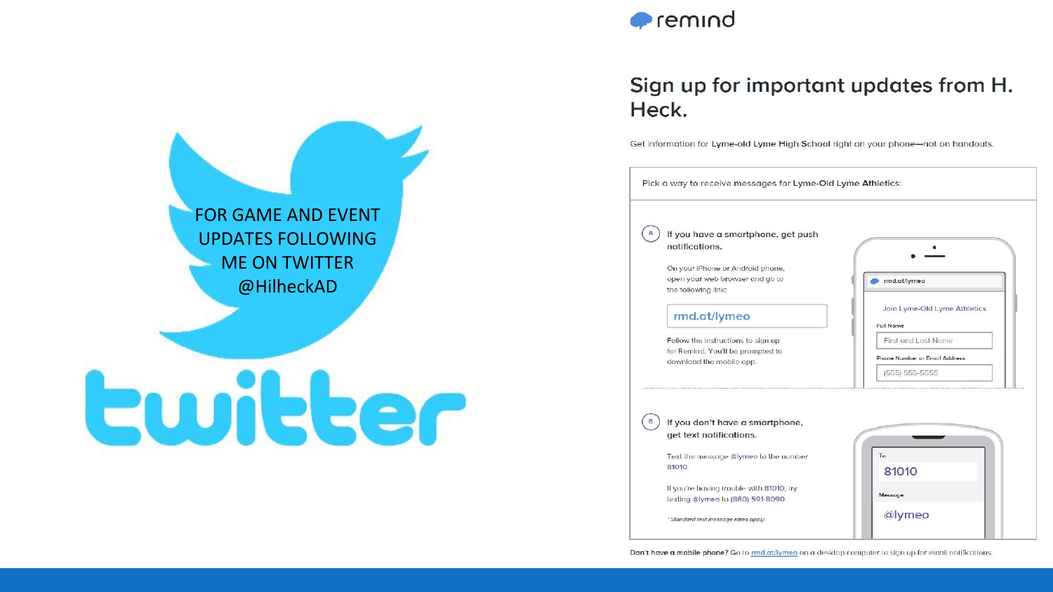FOR GAME AND EVENT UPDATES FOLLOWING ME ON TWITTER @HilheckAD

twitter

remind

## Sign up for important updates from H. Heck.

Get information for **Lyme-old Lyme High School** right on your phone—not on handouts.

Pick a way to receive messages for **Lyme-Old Lyme Athletics**:

**A** If you have a smartphone, get push notifications.

On your iPhone or Android phone, open your web browser and go to the following link:

rmd.at/lymeo

Follow the instructions to sign up for Remind. You'll be prompted to download the mobile app.

rmd.at/lymeo

Join Lyme-Old Lyme Athletics

Full Name

First and Last Name

Phone Number or Email Address

(555) 555-5555

**B** If you don't have a smartphone, get text notifications.

Text the message @lymeo to the number 81010.

If you're having trouble with 81010, try texting @lymeo to (860) 591-8090.

*Standard text message rates apply.*

To

81010

Message

@lymeo

Don't have a mobile phone? Go to rmd.at/lymeo on a desktop computer to sign up for email notifications.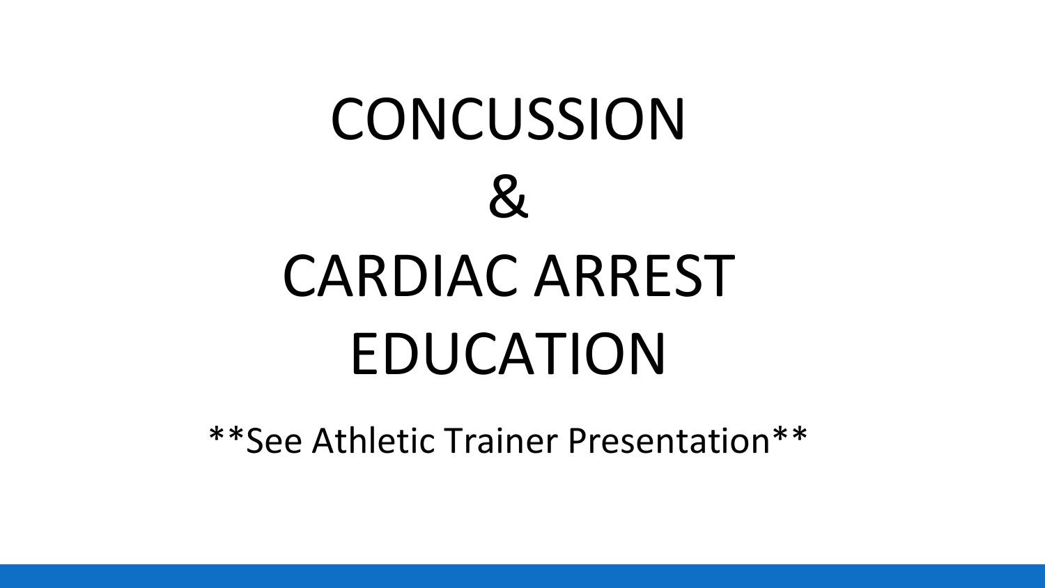# CONCUSSION & CARDIAC ARREST EDUCATION

**See Athletic Trainer Presentation**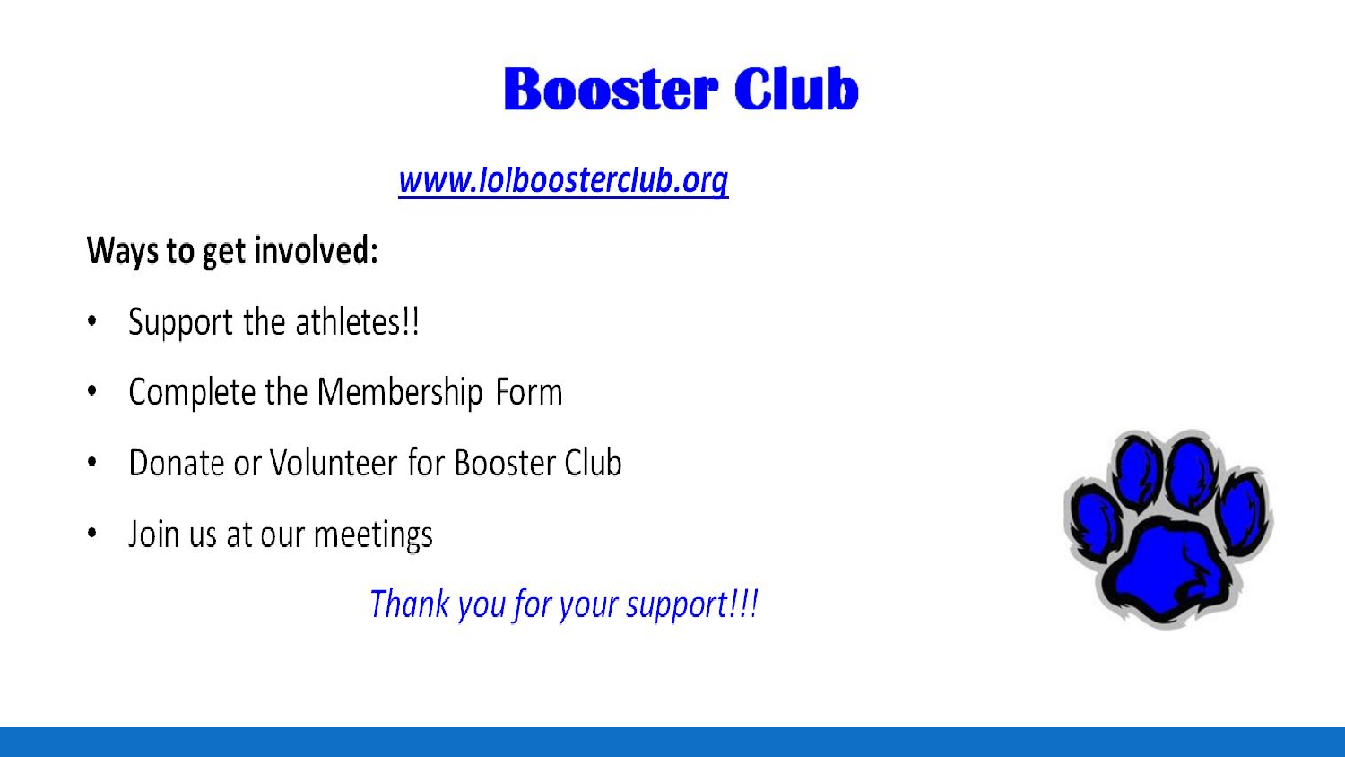# Booster Club

www.lolboosterclub.org

**Ways to get involved:**

- Support the athletes!!
- Complete the Membership Form
- Donate or Volunteer for Booster Club
- Join us at our meetings

*Thank you for your support!!!*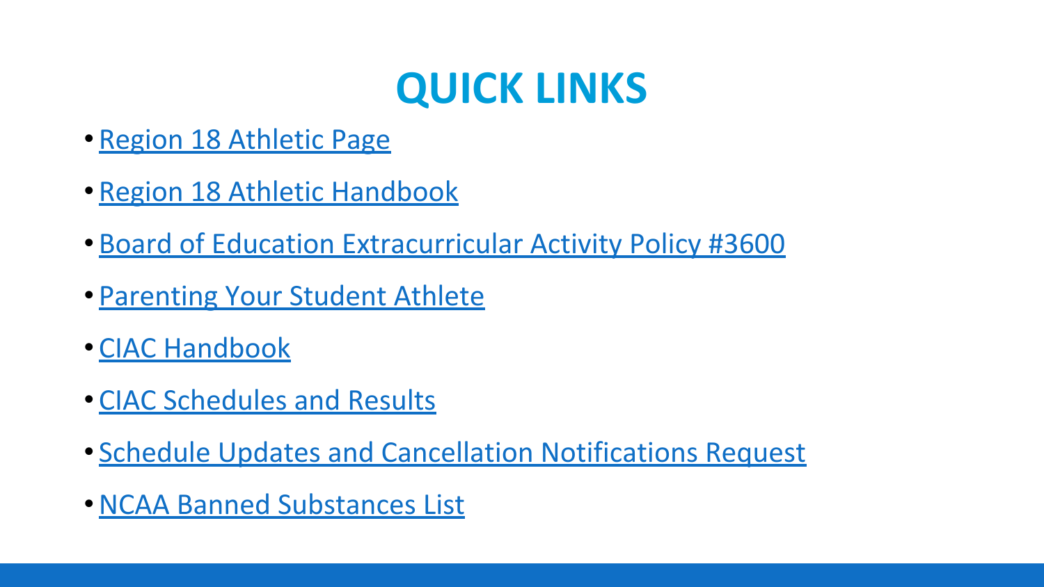# QUICK LINKS

- Region 18 Athletic Page
- Region 18 Athletic Handbook
- Board of Education Extracurricular Activity Policy #3600
- Parenting Your Student Athlete
- CIAC Handbook
- CIAC Schedules and Results
- Schedule Updates and Cancellation Notifications Request
- NCAA Banned Substances List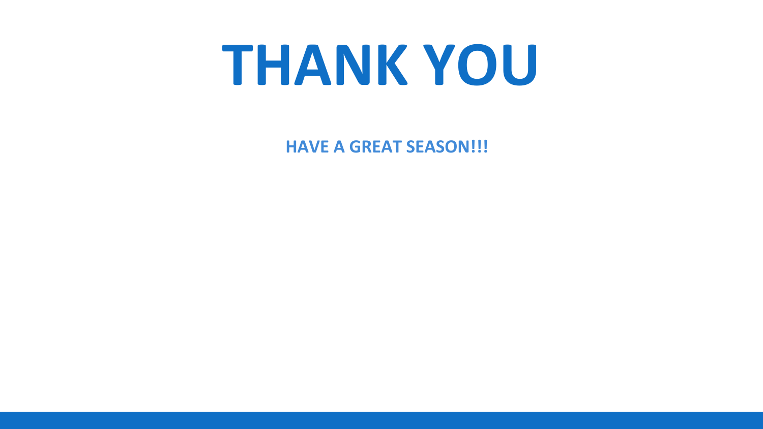# THANK YOU

**HAVE A GREAT SEASON!!!**